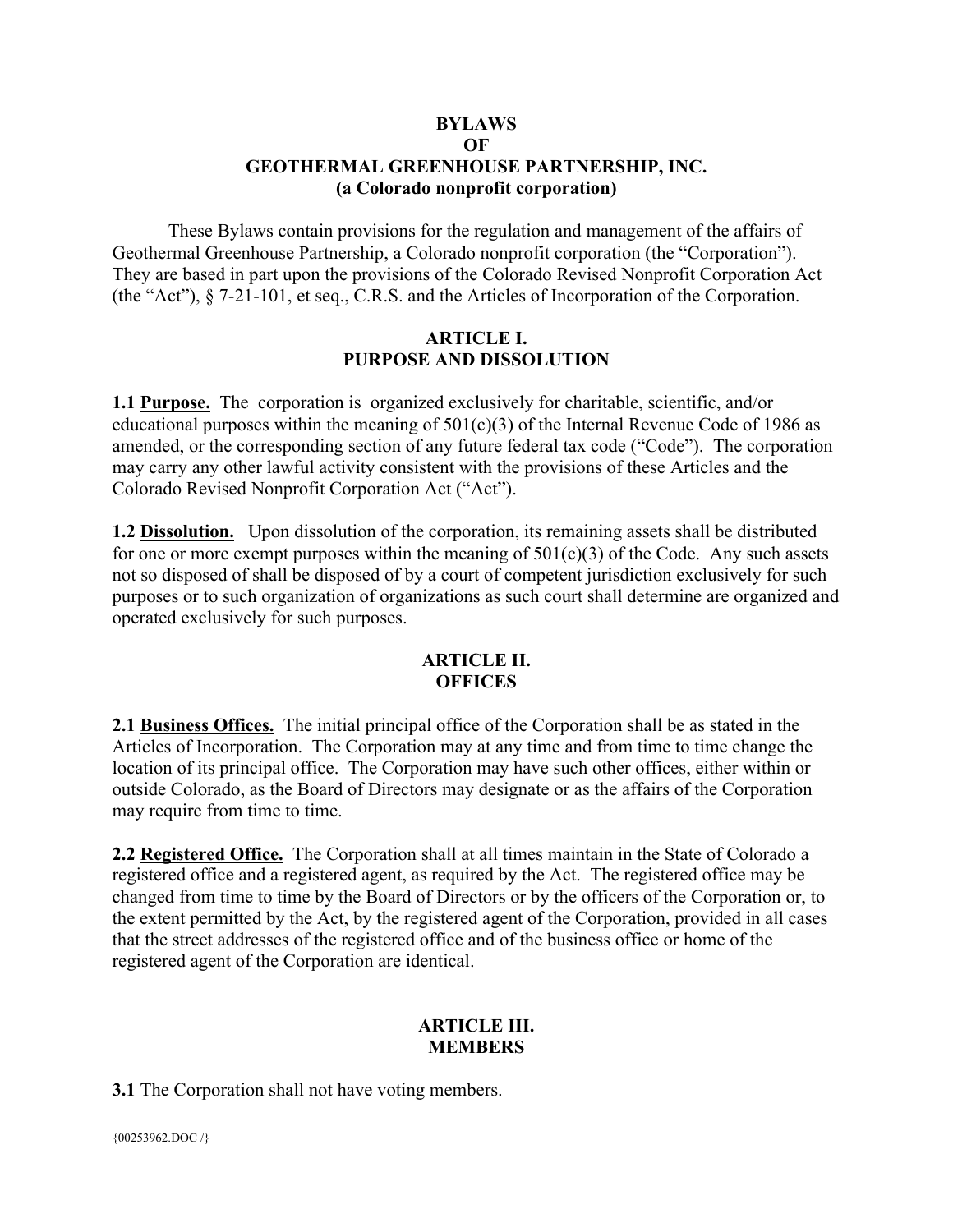# BYLAWS
# OF
# GEOTHERMAL GREENHOUSE PARTNERSHIP, INC.
## (a Colorado nonprofit corporation)

These Bylaws contain provisions for the regulation and management of the affairs of Geothermal Greenhouse Partnership, a Colorado nonprofit corporation (the "Corporation"). They are based in part upon the provisions of the Colorado Revised Nonprofit Corporation Act (the "Act"), § 7-21-101, et seq., C.R.S. and the Articles of Incorporation of the Corporation.

## ARTICLE I.
## PURPOSE AND DISSOLUTION

**1.1 <u>Purpose.</u>** The corporation is organized exclusively for charitable, scientific, and/or educational purposes within the meaning of 501(c)(3) of the Internal Revenue Code of 1986 as amended, or the corresponding section of any future federal tax code ("Code"). The corporation may carry any other lawful activity consistent with the provisions of these Articles and the Colorado Revised Nonprofit Corporation Act ("Act").

**1.2 <u>Dissolution.</u>** Upon dissolution of the corporation, its remaining assets shall be distributed for one or more exempt purposes within the meaning of 501(c)(3) of the Code. Any such assets not so disposed of shall be disposed of by a court of competent jurisdiction exclusively for such purposes or to such organization of organizations as such court shall determine are organized and operated exclusively for such purposes.

## ARTICLE II.
## OFFICES

**2.1 <u>Business Offices.</u>** The initial principal office of the Corporation shall be as stated in the Articles of Incorporation. The Corporation may at any time and from time to time change the location of its principal office. The Corporation may have such other offices, either within or outside Colorado, as the Board of Directors may designate or as the affairs of the Corporation may require from time to time.

**2.2 <u>Registered Office.</u>** The Corporation shall at all times maintain in the State of Colorado a registered office and a registered agent, as required by the Act. The registered office may be changed from time to time by the Board of Directors or by the officers of the Corporation or, to the extent permitted by the Act, by the registered agent of the Corporation, provided in all cases that the street addresses of the registered office and of the business office or home of the registered agent of the Corporation are identical.

## ARTICLE III.
## MEMBERS

**3.1** The Corporation shall not have voting members.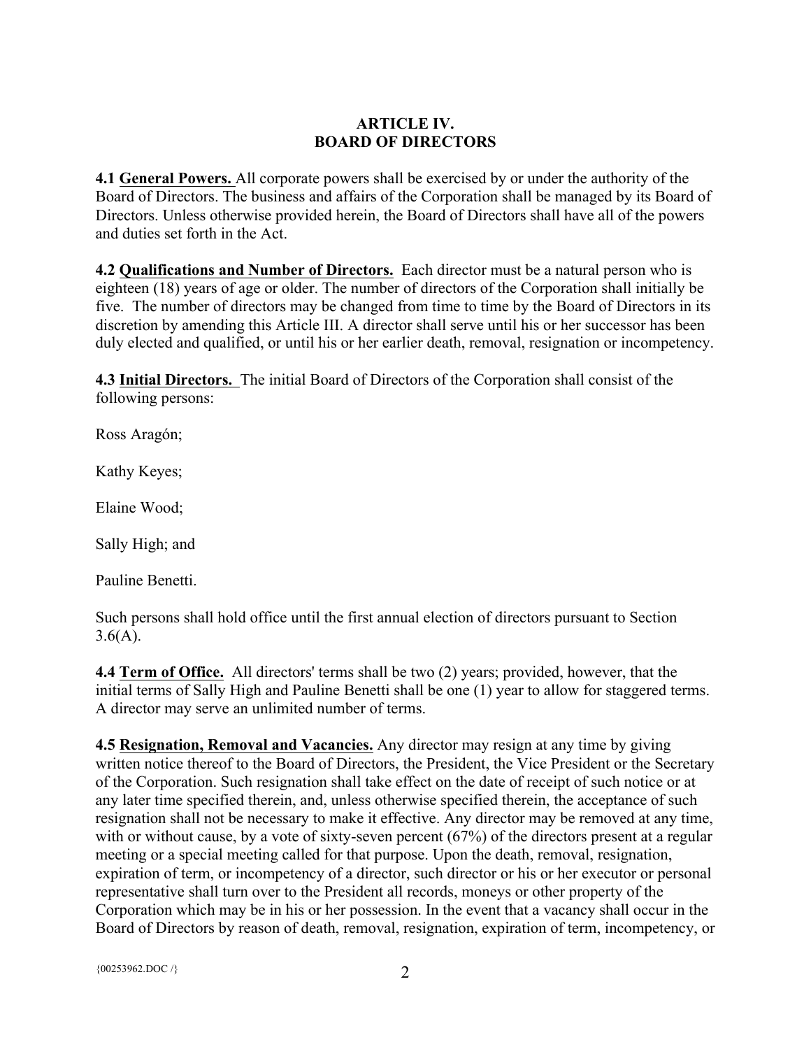## ARTICLE IV.
## BOARD OF DIRECTORS

**4.1 General Powers.** All corporate powers shall be exercised by or under the authority of the Board of Directors. The business and affairs of the Corporation shall be managed by its Board of Directors. Unless otherwise provided herein, the Board of Directors shall have all of the powers and duties set forth in the Act.

**4.2 Qualifications and Number of Directors.** Each director must be a natural person who is eighteen (18) years of age or older. The number of directors of the Corporation shall initially be five. The number of directors may be changed from time to time by the Board of Directors in its discretion by amending this Article III. A director shall serve until his or her successor has been duly elected and qualified, or until his or her earlier death, removal, resignation or incompetency.

**4.3 Initial Directors.** The initial Board of Directors of the Corporation shall consist of the following persons:

Ross Aragón;

Kathy Keyes;

Elaine Wood;

Sally High; and

Pauline Benetti.

Such persons shall hold office until the first annual election of directors pursuant to Section 3.6(A).

**4.4 Term of Office.** All directors' terms shall be two (2) years; provided, however, that the initial terms of Sally High and Pauline Benetti shall be one (1) year to allow for staggered terms. A director may serve an unlimited number of terms.

**4.5 Resignation, Removal and Vacancies.** Any director may resign at any time by giving written notice thereof to the Board of Directors, the President, the Vice President or the Secretary of the Corporation. Such resignation shall take effect on the date of receipt of such notice or at any later time specified therein, and, unless otherwise specified therein, the acceptance of such resignation shall not be necessary to make it effective. Any director may be removed at any time, with or without cause, by a vote of sixty-seven percent (67%) of the directors present at a regular meeting or a special meeting called for that purpose. Upon the death, removal, resignation, expiration of term, or incompetency of a director, such director or his or her executor or personal representative shall turn over to the President all records, moneys or other property of the Corporation which may be in his or her possession. In the event that a vacancy shall occur in the Board of Directors by reason of death, removal, resignation, expiration of term, incompetency, or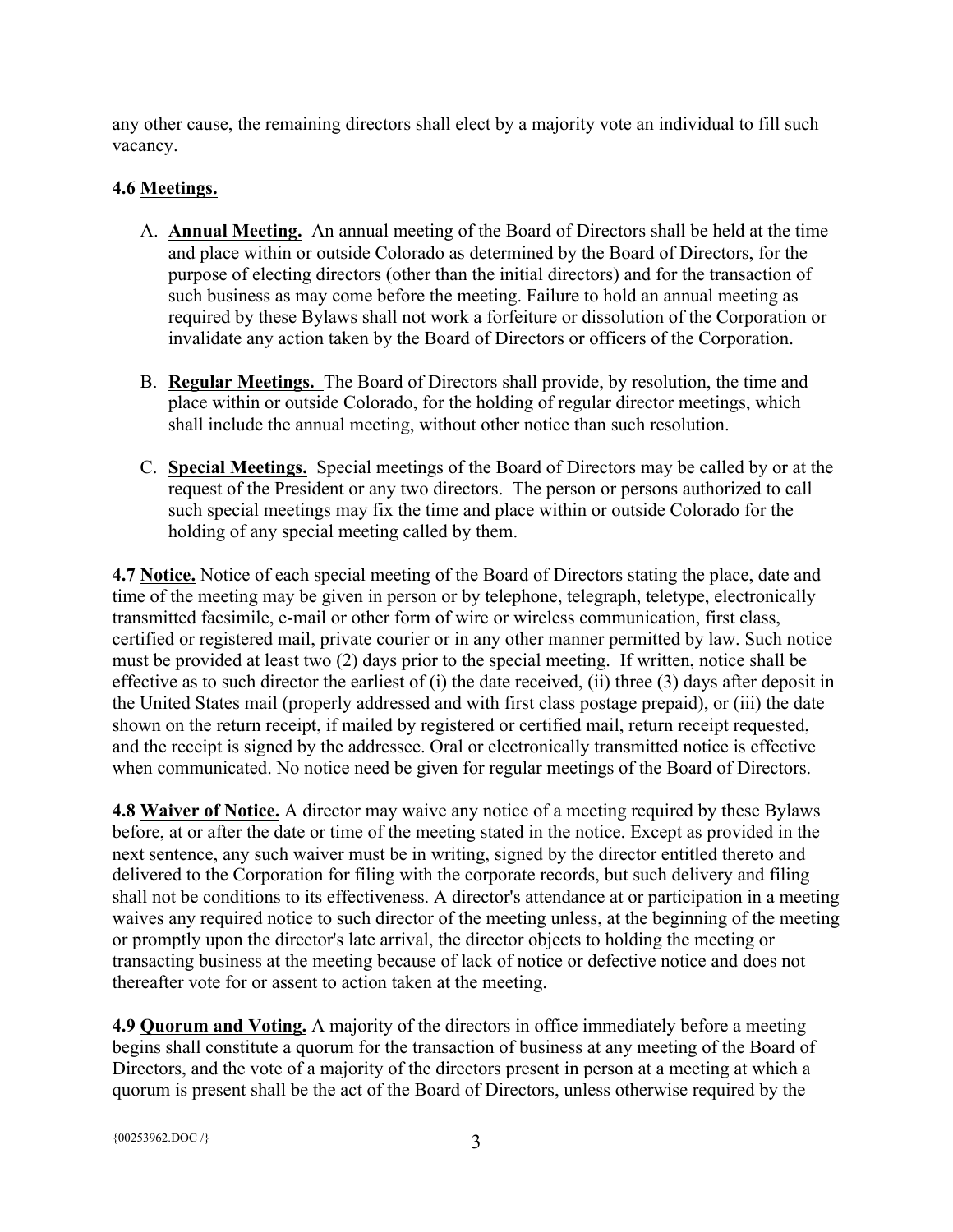any other cause, the remaining directors shall elect by a majority vote an individual to fill such vacancy.

**4.6 Meetings.**

A. **Annual Meeting.** An annual meeting of the Board of Directors shall be held at the time and place within or outside Colorado as determined by the Board of Directors, for the purpose of electing directors (other than the initial directors) and for the transaction of such business as may come before the meeting. Failure to hold an annual meeting as required by these Bylaws shall not work a forfeiture or dissolution of the Corporation or invalidate any action taken by the Board of Directors or officers of the Corporation.

B. **Regular Meetings.** The Board of Directors shall provide, by resolution, the time and place within or outside Colorado, for the holding of regular director meetings, which shall include the annual meeting, without other notice than such resolution.

C. **Special Meetings.** Special meetings of the Board of Directors may be called by or at the request of the President or any two directors. The person or persons authorized to call such special meetings may fix the time and place within or outside Colorado for the holding of any special meeting called by them.

**4.7 Notice.** Notice of each special meeting of the Board of Directors stating the place, date and time of the meeting may be given in person or by telephone, telegraph, teletype, electronically transmitted facsimile, e-mail or other form of wire or wireless communication, first class, certified or registered mail, private courier or in any other manner permitted by law. Such notice must be provided at least two (2) days prior to the special meeting. If written, notice shall be effective as to such director the earliest of (i) the date received, (ii) three (3) days after deposit in the United States mail (properly addressed and with first class postage prepaid), or (iii) the date shown on the return receipt, if mailed by registered or certified mail, return receipt requested, and the receipt is signed by the addressee. Oral or electronically transmitted notice is effective when communicated. No notice need be given for regular meetings of the Board of Directors.

**4.8 Waiver of Notice.** A director may waive any notice of a meeting required by these Bylaws before, at or after the date or time of the meeting stated in the notice. Except as provided in the next sentence, any such waiver must be in writing, signed by the director entitled thereto and delivered to the Corporation for filing with the corporate records, but such delivery and filing shall not be conditions to its effectiveness. A director's attendance at or participation in a meeting waives any required notice to such director of the meeting unless, at the beginning of the meeting or promptly upon the director's late arrival, the director objects to holding the meeting or transacting business at the meeting because of lack of notice or defective notice and does not thereafter vote for or assent to action taken at the meeting.

**4.9 Quorum and Voting.** A majority of the directors in office immediately before a meeting begins shall constitute a quorum for the transaction of business at any meeting of the Board of Directors, and the vote of a majority of the directors present in person at a meeting at which a quorum is present shall be the act of the Board of Directors, unless otherwise required by the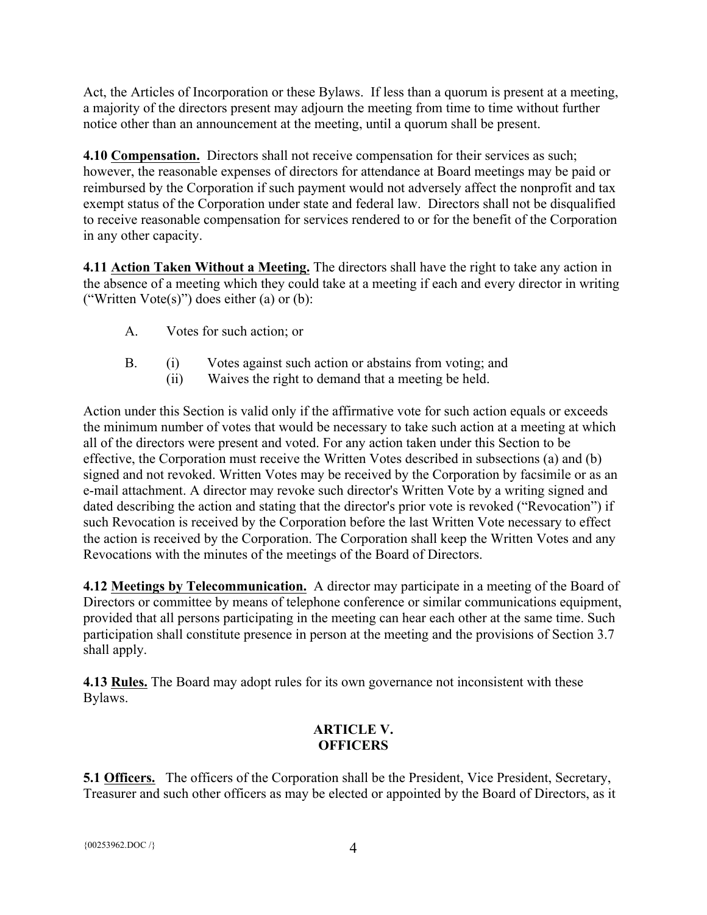Act, the Articles of Incorporation or these Bylaws. If less than a quorum is present at a meeting, a majority of the directors present may adjourn the meeting from time to time without further notice other than an announcement at the meeting, until a quorum shall be present.

**4.10 <u>Compensation.</u>** Directors shall not receive compensation for their services as such; however, the reasonable expenses of directors for attendance at Board meetings may be paid or reimbursed by the Corporation if such payment would not adversely affect the nonprofit and tax exempt status of the Corporation under state and federal law. Directors shall not be disqualified to receive reasonable compensation for services rendered to or for the benefit of the Corporation in any other capacity.

**4.11 <u>Action Taken Without a Meeting.</u>** The directors shall have the right to take any action in the absence of a meeting which they could take at a meeting if each and every director in writing ("Written Vote(s)") does either (a) or (b):

A. Votes for such action; or

B. (i) Votes against such action or abstains from voting; and
   (ii) Waives the right to demand that a meeting be held.

Action under this Section is valid only if the affirmative vote for such action equals or exceeds the minimum number of votes that would be necessary to take such action at a meeting at which all of the directors were present and voted. For any action taken under this Section to be effective, the Corporation must receive the Written Votes described in subsections (a) and (b) signed and not revoked. Written Votes may be received by the Corporation by facsimile or as an e-mail attachment. A director may revoke such director's Written Vote by a writing signed and dated describing the action and stating that the director's prior vote is revoked ("Revocation") if such Revocation is received by the Corporation before the last Written Vote necessary to effect the action is received by the Corporation. The Corporation shall keep the Written Votes and any Revocations with the minutes of the meetings of the Board of Directors.

**4.12 <u>Meetings by Telecommunication.</u>** A director may participate in a meeting of the Board of Directors or committee by means of telephone conference or similar communications equipment, provided that all persons participating in the meeting can hear each other at the same time. Such participation shall constitute presence in person at the meeting and the provisions of Section 3.7 shall apply.

**4.13 <u>Rules.</u>** The Board may adopt rules for its own governance not inconsistent with these Bylaws.

## ARTICLE V.
## OFFICERS

**5.1 <u>Officers.</u>** The officers of the Corporation shall be the President, Vice President, Secretary, Treasurer and such other officers as may be elected or appointed by the Board of Directors, as it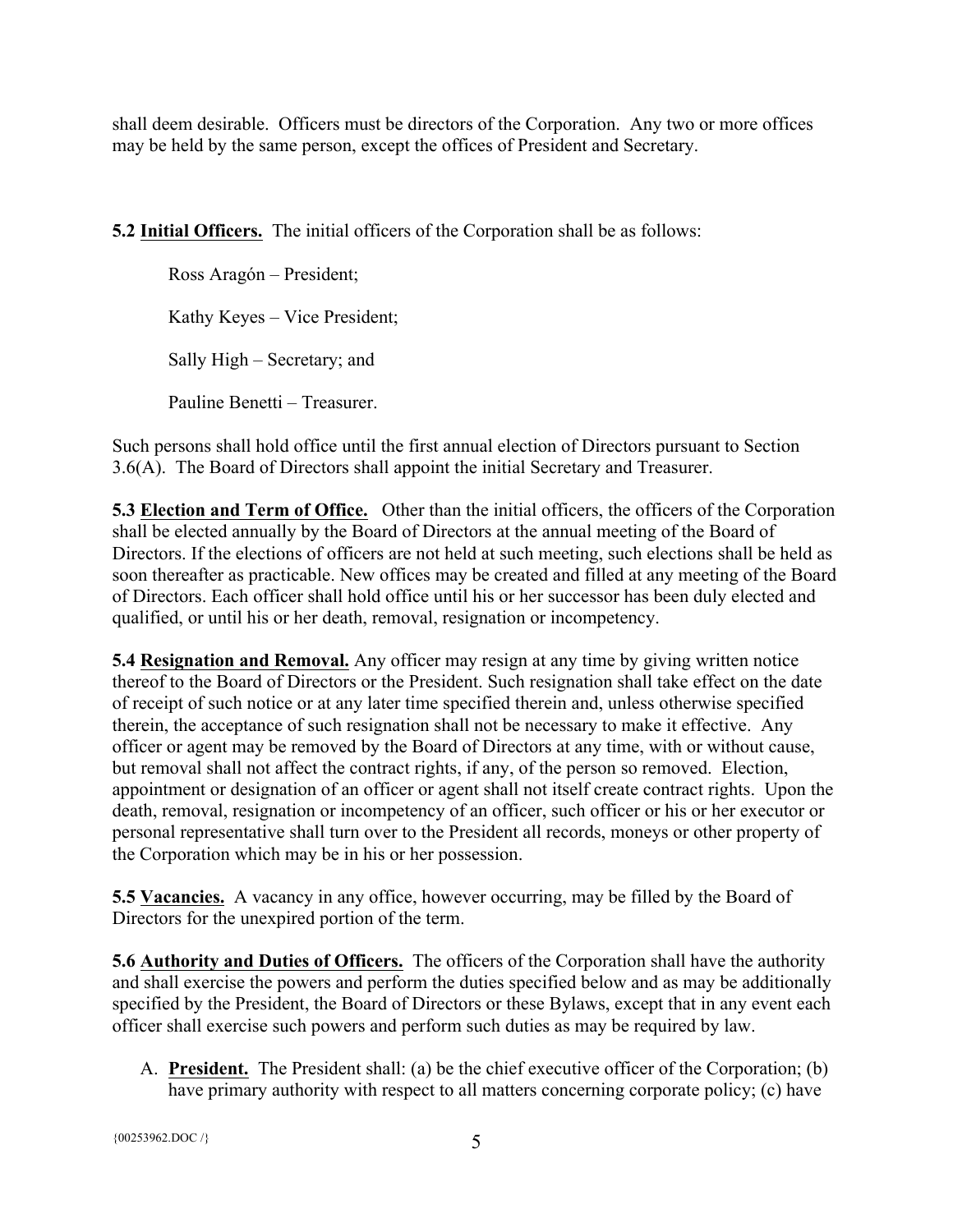shall deem desirable. Officers must be directors of the Corporation. Any two or more offices may be held by the same person, except the offices of President and Secretary.

**5.2 <u>Initial Officers.</u>** The initial officers of the Corporation shall be as follows:

Ross Aragón – President;

Kathy Keyes – Vice President;

Sally High – Secretary; and

Pauline Benetti – Treasurer.

Such persons shall hold office until the first annual election of Directors pursuant to Section 3.6(A). The Board of Directors shall appoint the initial Secretary and Treasurer.

**5.3 <u>Election and Term of Office.</u>** Other than the initial officers, the officers of the Corporation shall be elected annually by the Board of Directors at the annual meeting of the Board of Directors. If the elections of officers are not held at such meeting, such elections shall be held as soon thereafter as practicable. New offices may be created and filled at any meeting of the Board of Directors. Each officer shall hold office until his or her successor has been duly elected and qualified, or until his or her death, removal, resignation or incompetency.

**5.4 <u>Resignation and Removal.</u>** Any officer may resign at any time by giving written notice thereof to the Board of Directors or the President. Such resignation shall take effect on the date of receipt of such notice or at any later time specified therein and, unless otherwise specified therein, the acceptance of such resignation shall not be necessary to make it effective. Any officer or agent may be removed by the Board of Directors at any time, with or without cause, but removal shall not affect the contract rights, if any, of the person so removed. Election, appointment or designation of an officer or agent shall not itself create contract rights. Upon the death, removal, resignation or incompetency of an officer, such officer or his or her executor or personal representative shall turn over to the President all records, moneys or other property of the Corporation which may be in his or her possession.

**5.5 <u>Vacancies.</u>** A vacancy in any office, however occurring, may be filled by the Board of Directors for the unexpired portion of the term.

**5.6 <u>Authority and Duties of Officers.</u>** The officers of the Corporation shall have the authority and shall exercise the powers and perform the duties specified below and as may be additionally specified by the President, the Board of Directors or these Bylaws, except that in any event each officer shall exercise such powers and perform such duties as may be required by law.

A. **<u>President.</u>** The President shall: (a) be the chief executive officer of the Corporation; (b) have primary authority with respect to all matters concerning corporate policy; (c) have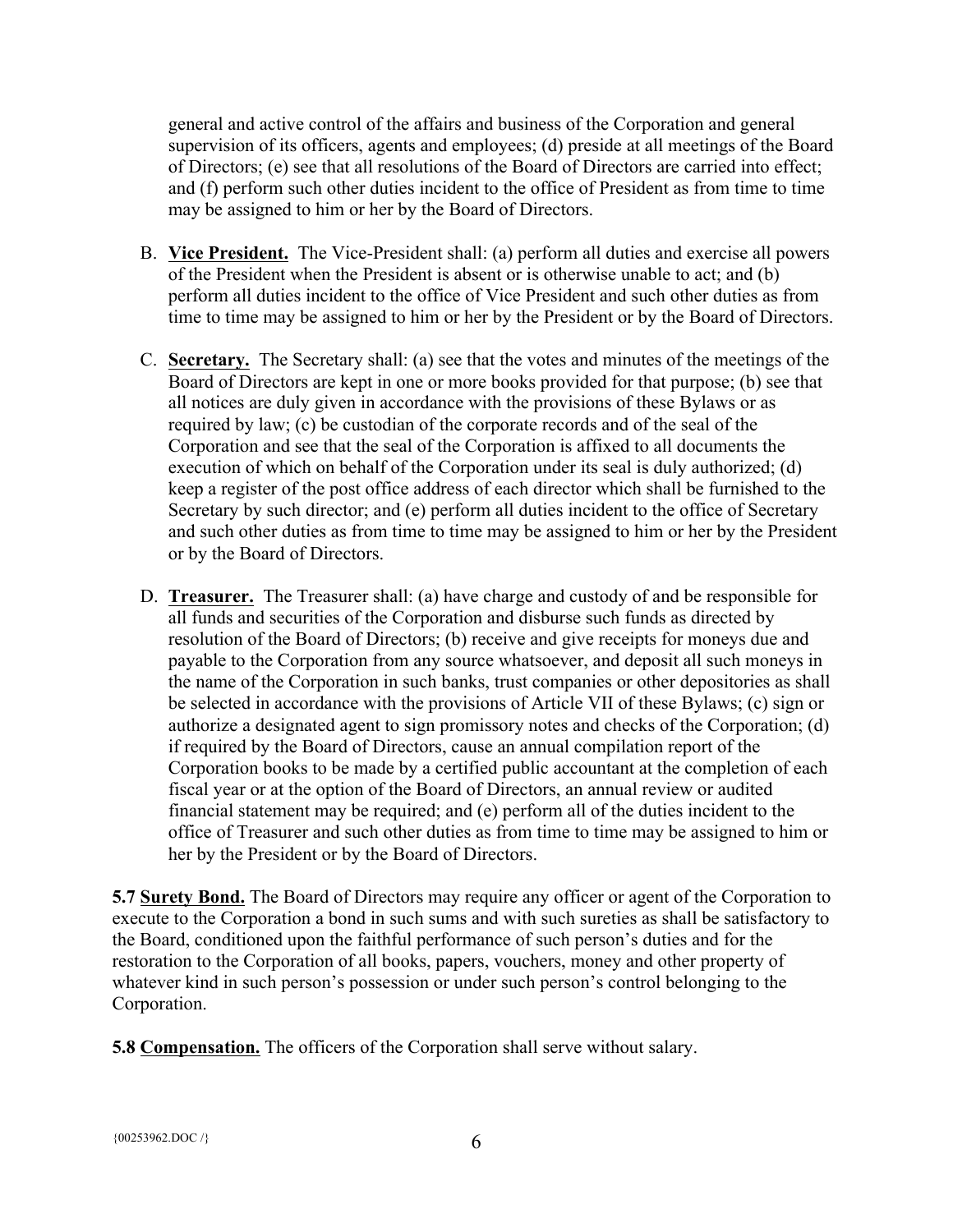general and active control of the affairs and business of the Corporation and general supervision of its officers, agents and employees; (d) preside at all meetings of the Board of Directors; (e) see that all resolutions of the Board of Directors are carried into effect; and (f) perform such other duties incident to the office of President as from time to time may be assigned to him or her by the Board of Directors.

B. **Vice President.** The Vice-President shall: (a) perform all duties and exercise all powers of the President when the President is absent or is otherwise unable to act; and (b) perform all duties incident to the office of Vice President and such other duties as from time to time may be assigned to him or her by the President or by the Board of Directors.

C. **Secretary.** The Secretary shall: (a) see that the votes and minutes of the meetings of the Board of Directors are kept in one or more books provided for that purpose; (b) see that all notices are duly given in accordance with the provisions of these Bylaws or as required by law; (c) be custodian of the corporate records and of the seal of the Corporation and see that the seal of the Corporation is affixed to all documents the execution of which on behalf of the Corporation under its seal is duly authorized; (d) keep a register of the post office address of each director which shall be furnished to the Secretary by such director; and (e) perform all duties incident to the office of Secretary and such other duties as from time to time may be assigned to him or her by the President or by the Board of Directors.

D. **Treasurer.** The Treasurer shall: (a) have charge and custody of and be responsible for all funds and securities of the Corporation and disburse such funds as directed by resolution of the Board of Directors; (b) receive and give receipts for moneys due and payable to the Corporation from any source whatsoever, and deposit all such moneys in the name of the Corporation in such banks, trust companies or other depositories as shall be selected in accordance with the provisions of Article VII of these Bylaws; (c) sign or authorize a designated agent to sign promissory notes and checks of the Corporation; (d) if required by the Board of Directors, cause an annual compilation report of the Corporation books to be made by a certified public accountant at the completion of each fiscal year or at the option of the Board of Directors, an annual review or audited financial statement may be required; and (e) perform all of the duties incident to the office of Treasurer and such other duties as from time to time may be assigned to him or her by the President or by the Board of Directors.

**5.7 Surety Bond.** The Board of Directors may require any officer or agent of the Corporation to execute to the Corporation a bond in such sums and with such sureties as shall be satisfactory to the Board, conditioned upon the faithful performance of such person's duties and for the restoration to the Corporation of all books, papers, vouchers, money and other property of whatever kind in such person's possession or under such person's control belonging to the Corporation.

**5.8 Compensation.** The officers of the Corporation shall serve without salary.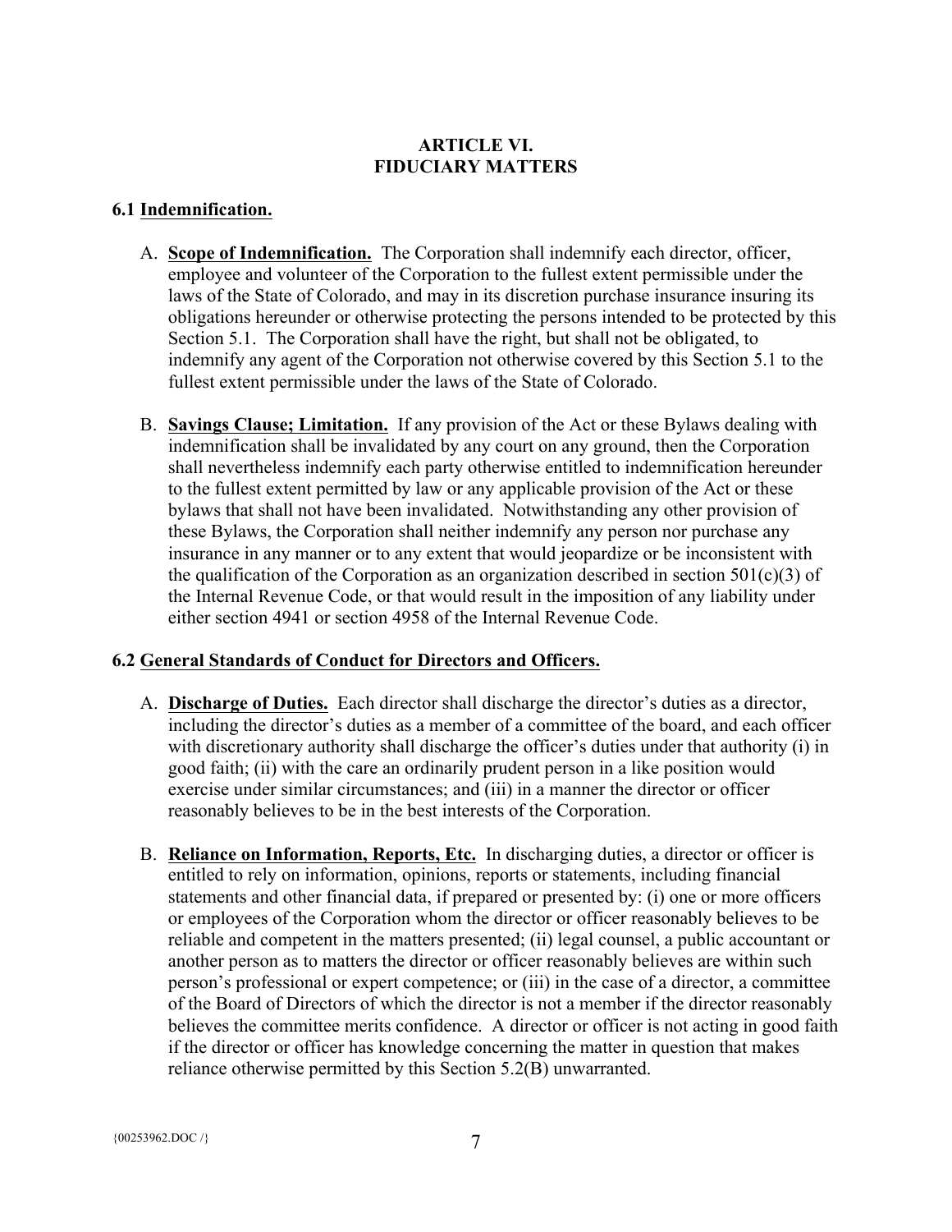# ARTICLE VI.
# FIDUCIARY MATTERS

**6.1 Indemnification.**

A. **Scope of Indemnification.** The Corporation shall indemnify each director, officer, employee and volunteer of the Corporation to the fullest extent permissible under the laws of the State of Colorado, and may in its discretion purchase insurance insuring its obligations hereunder or otherwise protecting the persons intended to be protected by this Section 5.1. The Corporation shall have the right, but shall not be obligated, to indemnify any agent of the Corporation not otherwise covered by this Section 5.1 to the fullest extent permissible under the laws of the State of Colorado.

B. **Savings Clause; Limitation.** If any provision of the Act or these Bylaws dealing with indemnification shall be invalidated by any court on any ground, then the Corporation shall nevertheless indemnify each party otherwise entitled to indemnification hereunder to the fullest extent permitted by law or any applicable provision of the Act or these bylaws that shall not have been invalidated. Notwithstanding any other provision of these Bylaws, the Corporation shall neither indemnify any person nor purchase any insurance in any manner or to any extent that would jeopardize or be inconsistent with the qualification of the Corporation as an organization described in section 501(c)(3) of the Internal Revenue Code, or that would result in the imposition of any liability under either section 4941 or section 4958 of the Internal Revenue Code.

**6.2 General Standards of Conduct for Directors and Officers.**

A. **Discharge of Duties.** Each director shall discharge the director's duties as a director, including the director's duties as a member of a committee of the board, and each officer with discretionary authority shall discharge the officer's duties under that authority (i) in good faith; (ii) with the care an ordinarily prudent person in a like position would exercise under similar circumstances; and (iii) in a manner the director or officer reasonably believes to be in the best interests of the Corporation.

B. **Reliance on Information, Reports, Etc.** In discharging duties, a director or officer is entitled to rely on information, opinions, reports or statements, including financial statements and other financial data, if prepared or presented by: (i) one or more officers or employees of the Corporation whom the director or officer reasonably believes to be reliable and competent in the matters presented; (ii) legal counsel, a public accountant or another person as to matters the director or officer reasonably believes are within such person's professional or expert competence; or (iii) in the case of a director, a committee of the Board of Directors of which the director is not a member if the director reasonably believes the committee merits confidence. A director or officer is not acting in good faith if the director or officer has knowledge concerning the matter in question that makes reliance otherwise permitted by this Section 5.2(B) unwarranted.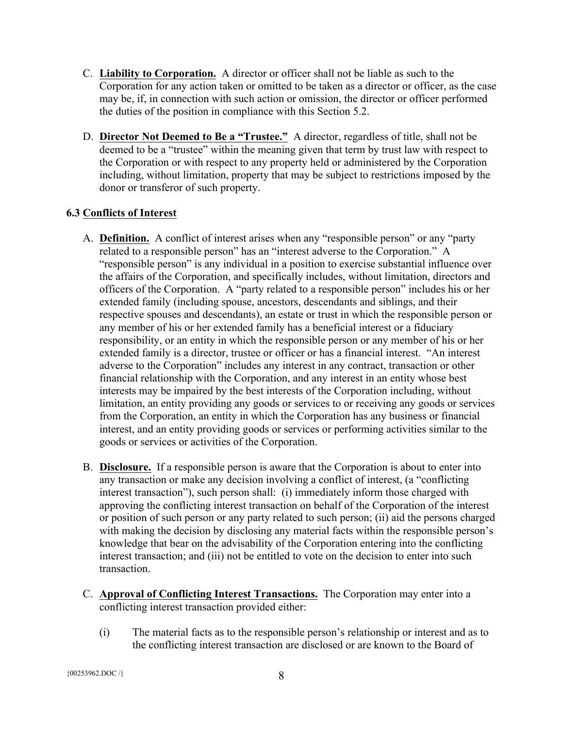C. **Liability to Corporation.** A director or officer shall not be liable as such to the Corporation for any action taken or omitted to be taken as a director or officer, as the case may be, if, in connection with such action or omission, the director or officer performed the duties of the position in compliance with this Section 5.2.

D. **Director Not Deemed to Be a "Trustee."** A director, regardless of title, shall not be deemed to be a "trustee" within the meaning given that term by trust law with respect to the Corporation or with respect to any property held or administered by the Corporation including, without limitation, property that may be subject to restrictions imposed by the donor or transferor of such property.

### 6.3 Conflicts of Interest

A. **Definition.** A conflict of interest arises when any "responsible person" or any "party related to a responsible person" has an "interest adverse to the Corporation." A "responsible person" is any individual in a position to exercise substantial influence over the affairs of the Corporation, and specifically includes, without limitation, directors and officers of the Corporation. A "party related to a responsible person" includes his or her extended family (including spouse, ancestors, descendants and siblings, and their respective spouses and descendants), an estate or trust in which the responsible person or any member of his or her extended family has a beneficial interest or a fiduciary responsibility, or an entity in which the responsible person or any member of his or her extended family is a director, trustee or officer or has a financial interest. "An interest adverse to the Corporation" includes any interest in any contract, transaction or other financial relationship with the Corporation, and any interest in an entity whose best interests may be impaired by the best interests of the Corporation including, without limitation, an entity providing any goods or services to or receiving any goods or services from the Corporation, an entity in which the Corporation has any business or financial interest, and an entity providing goods or services or performing activities similar to the goods or services or activities of the Corporation.

B. **Disclosure.** If a responsible person is aware that the Corporation is about to enter into any transaction or make any decision involving a conflict of interest, (a "conflicting interest transaction"), such person shall: (i) immediately inform those charged with approving the conflicting interest transaction on behalf of the Corporation of the interest or position of such person or any party related to such person; (ii) aid the persons charged with making the decision by disclosing any material facts within the responsible person's knowledge that bear on the advisability of the Corporation entering into the conflicting interest transaction; and (iii) not be entitled to vote on the decision to enter into such transaction.

C. **Approval of Conflicting Interest Transactions.** The Corporation may enter into a conflicting interest transaction provided either:

(i) The material facts as to the responsible person's relationship or interest and as to the conflicting interest transaction are disclosed or are known to the Board of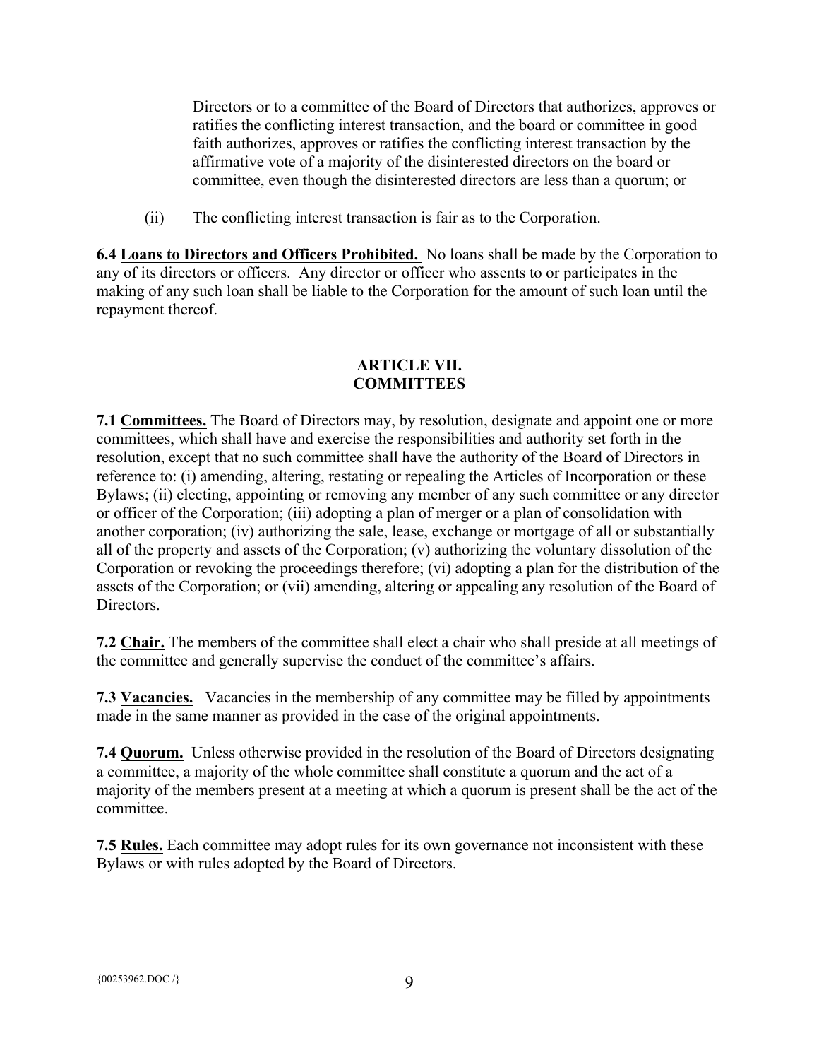Directors or to a committee of the Board of Directors that authorizes, approves or ratifies the conflicting interest transaction, and the board or committee in good faith authorizes, approves or ratifies the conflicting interest transaction by the affirmative vote of a majority of the disinterested directors on the board or committee, even though the disinterested directors are less than a quorum; or

(ii) The conflicting interest transaction is fair as to the Corporation.

**6.4 Loans to Directors and Officers Prohibited.** No loans shall be made by the Corporation to any of its directors or officers. Any director or officer who assents to or participates in the making of any such loan shall be liable to the Corporation for the amount of such loan until the repayment thereof.

## ARTICLE VII. COMMITTEES

**7.1 Committees.** The Board of Directors may, by resolution, designate and appoint one or more committees, which shall have and exercise the responsibilities and authority set forth in the resolution, except that no such committee shall have the authority of the Board of Directors in reference to: (i) amending, altering, restating or repealing the Articles of Incorporation or these Bylaws; (ii) electing, appointing or removing any member of any such committee or any director or officer of the Corporation; (iii) adopting a plan of merger or a plan of consolidation with another corporation; (iv) authorizing the sale, lease, exchange or mortgage of all or substantially all of the property and assets of the Corporation; (v) authorizing the voluntary dissolution of the Corporation or revoking the proceedings therefore; (vi) adopting a plan for the distribution of the assets of the Corporation; or (vii) amending, altering or appealing any resolution of the Board of Directors.

**7.2 Chair.** The members of the committee shall elect a chair who shall preside at all meetings of the committee and generally supervise the conduct of the committee's affairs.

**7.3 Vacancies.** Vacancies in the membership of any committee may be filled by appointments made in the same manner as provided in the case of the original appointments.

**7.4 Quorum.** Unless otherwise provided in the resolution of the Board of Directors designating a committee, a majority of the whole committee shall constitute a quorum and the act of a majority of the members present at a meeting at which a quorum is present shall be the act of the committee.

**7.5 Rules.** Each committee may adopt rules for its own governance not inconsistent with these Bylaws or with rules adopted by the Board of Directors.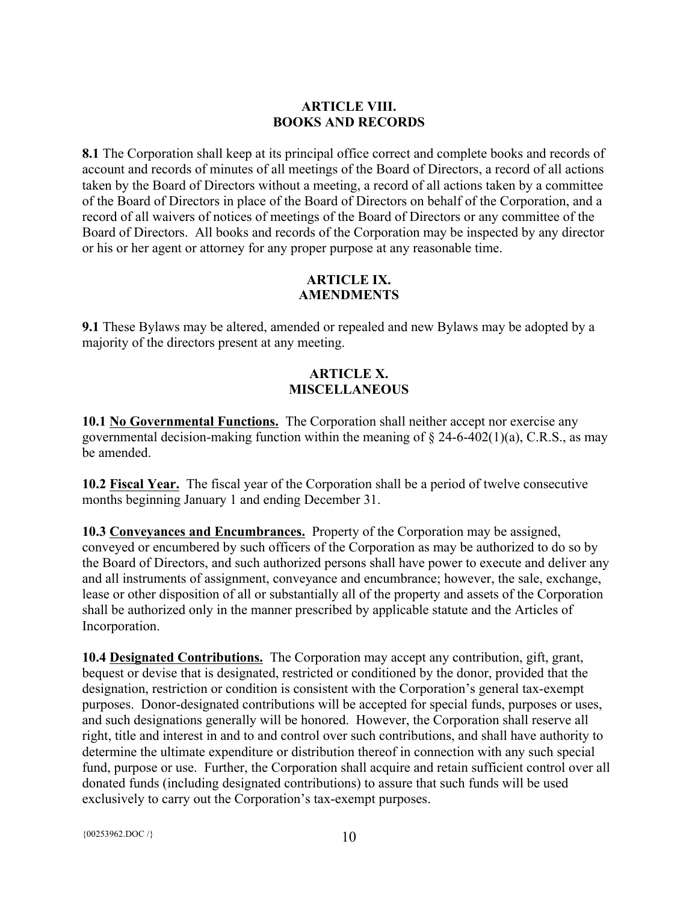## ARTICLE VIII.
## BOOKS AND RECORDS

**8.1** The Corporation shall keep at its principal office correct and complete books and records of account and records of minutes of all meetings of the Board of Directors, a record of all actions taken by the Board of Directors without a meeting, a record of all actions taken by a committee of the Board of Directors in place of the Board of Directors on behalf of the Corporation, and a record of all waivers of notices of meetings of the Board of Directors or any committee of the Board of Directors. All books and records of the Corporation may be inspected by any director or his or her agent or attorney for any proper purpose at any reasonable time.

## ARTICLE IX.
## AMENDMENTS

**9.1** These Bylaws may be altered, amended or repealed and new Bylaws may be adopted by a majority of the directors present at any meeting.

## ARTICLE X.
## MISCELLANEOUS

**10.1 No Governmental Functions.** The Corporation shall neither accept nor exercise any governmental decision-making function within the meaning of § 24-6-402(1)(a), C.R.S., as may be amended.

**10.2 Fiscal Year.** The fiscal year of the Corporation shall be a period of twelve consecutive months beginning January 1 and ending December 31.

**10.3 Conveyances and Encumbrances.** Property of the Corporation may be assigned, conveyed or encumbered by such officers of the Corporation as may be authorized to do so by the Board of Directors, and such authorized persons shall have power to execute and deliver any and all instruments of assignment, conveyance and encumbrance; however, the sale, exchange, lease or other disposition of all or substantially all of the property and assets of the Corporation shall be authorized only in the manner prescribed by applicable statute and the Articles of Incorporation.

**10.4 Designated Contributions.** The Corporation may accept any contribution, gift, grant, bequest or devise that is designated, restricted or conditioned by the donor, provided that the designation, restriction or condition is consistent with the Corporation's general tax-exempt purposes. Donor-designated contributions will be accepted for special funds, purposes or uses, and such designations generally will be honored. However, the Corporation shall reserve all right, title and interest in and to and control over such contributions, and shall have authority to determine the ultimate expenditure or distribution thereof in connection with any such special fund, purpose or use. Further, the Corporation shall acquire and retain sufficient control over all donated funds (including designated contributions) to assure that such funds will be used exclusively to carry out the Corporation's tax-exempt purposes.

{00253962.DOC /}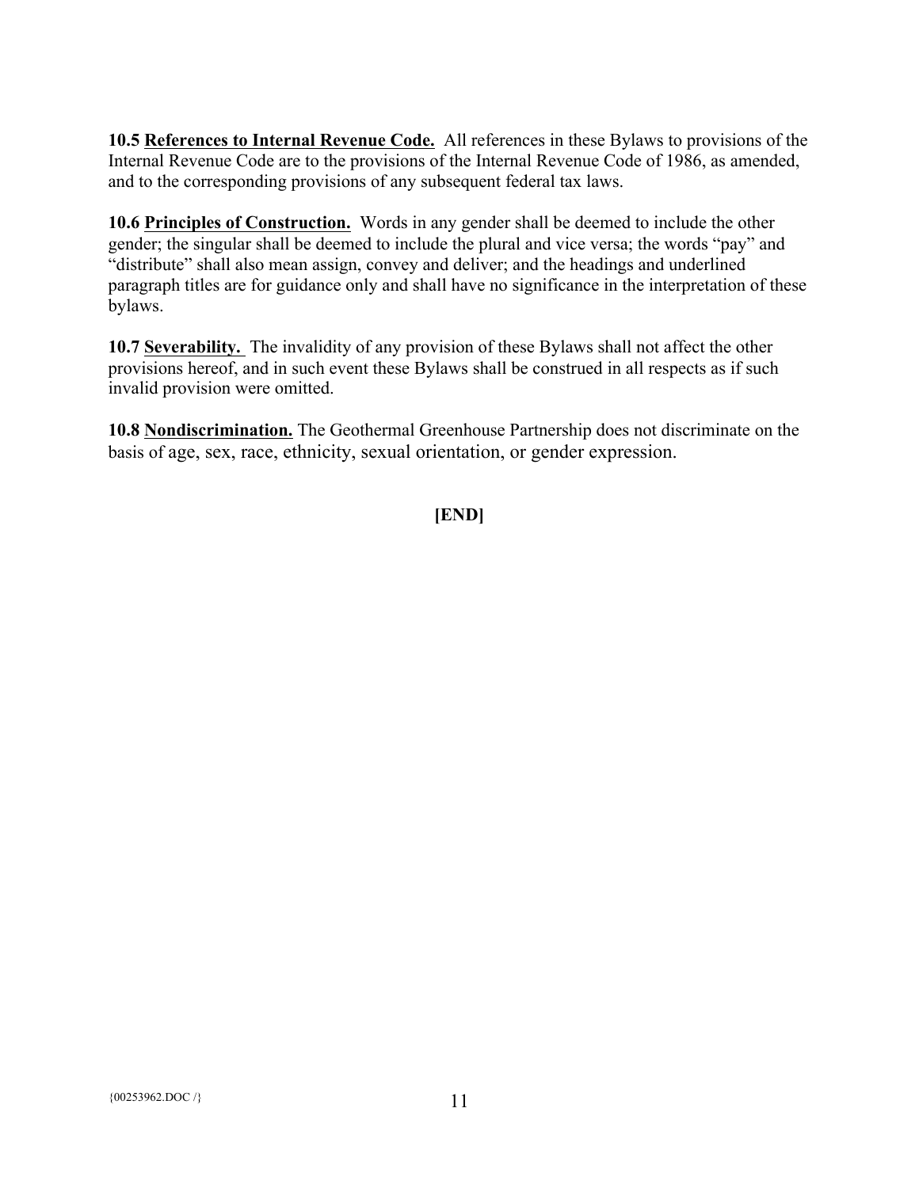**10.5 References to Internal Revenue Code.** All references in these Bylaws to provisions of the Internal Revenue Code are to the provisions of the Internal Revenue Code of 1986, as amended, and to the corresponding provisions of any subsequent federal tax laws.

**10.6 Principles of Construction.** Words in any gender shall be deemed to include the other gender; the singular shall be deemed to include the plural and vice versa; the words "pay" and "distribute" shall also mean assign, convey and deliver; and the headings and underlined paragraph titles are for guidance only and shall have no significance in the interpretation of these bylaws.

**10.7 Severability.** The invalidity of any provision of these Bylaws shall not affect the other provisions hereof, and in such event these Bylaws shall be construed in all respects as if such invalid provision were omitted.

**10.8 Nondiscrimination.** The Geothermal Greenhouse Partnership does not discriminate on the basis of age, sex, race, ethnicity, sexual orientation, or gender expression.

**[END]**

{00253962.DOC /}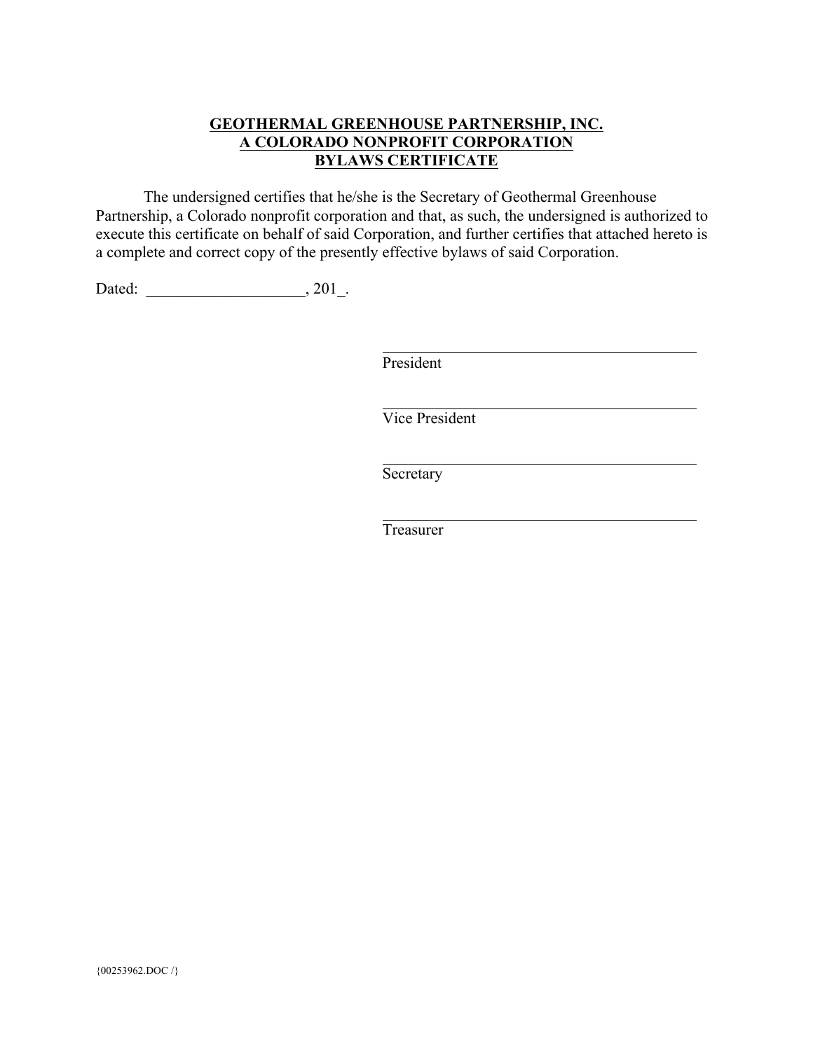**GEOTHERMAL GREENHOUSE PARTNERSHIP, INC.**
**A COLORADO NONPROFIT CORPORATION**
**BYLAWS CERTIFICATE**

The undersigned certifies that he/she is the Secretary of Geothermal Greenhouse Partnership, a Colorado nonprofit corporation and that, as such, the undersigned is authorized to execute this certificate on behalf of said Corporation, and further certifies that attached hereto is a complete and correct copy of the presently effective bylaws of said Corporation.

Dated: ____________________, 201_.

_______________________________________
President

_______________________________________
Vice President

_______________________________________
Secretary

_______________________________________
Treasurer

{00253962.DOC /}